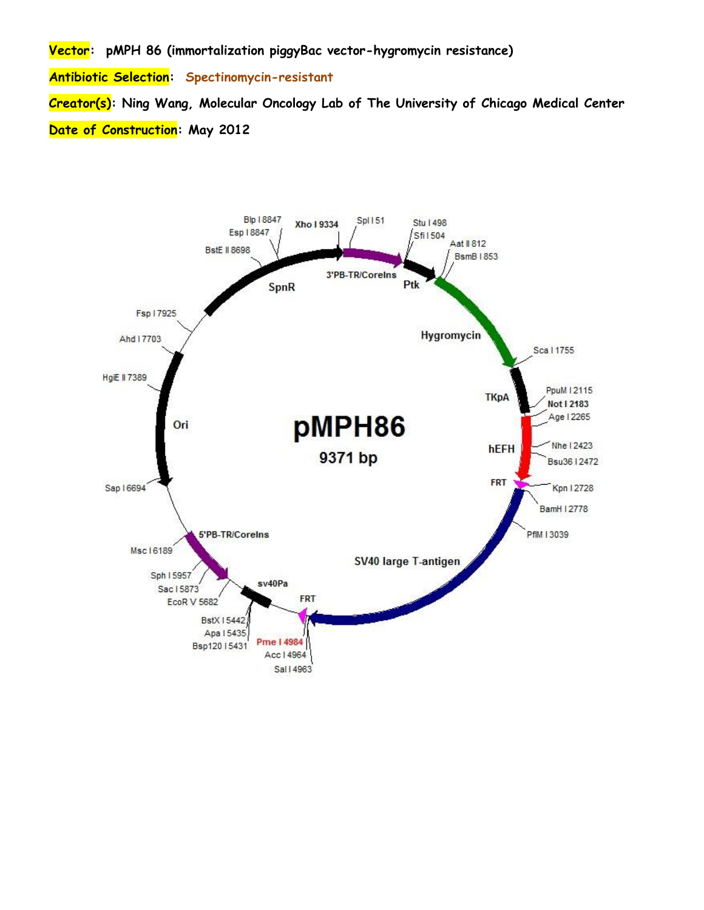**Vector**: **pMPH 86 (immortalization piggyBac vector-hygromycin resistance)**

**Antibiotic Selection**: **Spectinomycin-resistant**

**Creator(s)**: **Ning Wang, Molecular Oncology Lab of The University of Chicago Medical Center**

**Date of Construction**: **May 2012**

pMPH86

9371 bp

Xho I 9334, Spl I 51, Stu I 498, Sfi I 504, Aat II 812, BsmB I 853, Sca I 1755, PpuM I 2115, Not I 2183, Age I 2265, Nhe I 2423, Bsu36 I 2472, Kpn I 2728, BamH I 2778, PflM I 3039, Pme I 4984, Acc I 4964, Sal I 4963, BstX I 5442, Apa I 5435, Bsp120 I 5431, EcoR V 5682, Sac I 5873, Sph I 5957, Msc I 6189, Sap I 6694, HgiE II 7389, Ahd I 7703, Fsp I 7925, BstE II 8698, Esp I 8847, Blp I 8847

Features: 3'PB-TR/CoreIns, Ptk, Hygromycin, TKpA, hEFH, FRT, SV40 large T-antigen, FRT, sv40Pa, 5'PB-TR/CoreIns, Ori, SpnR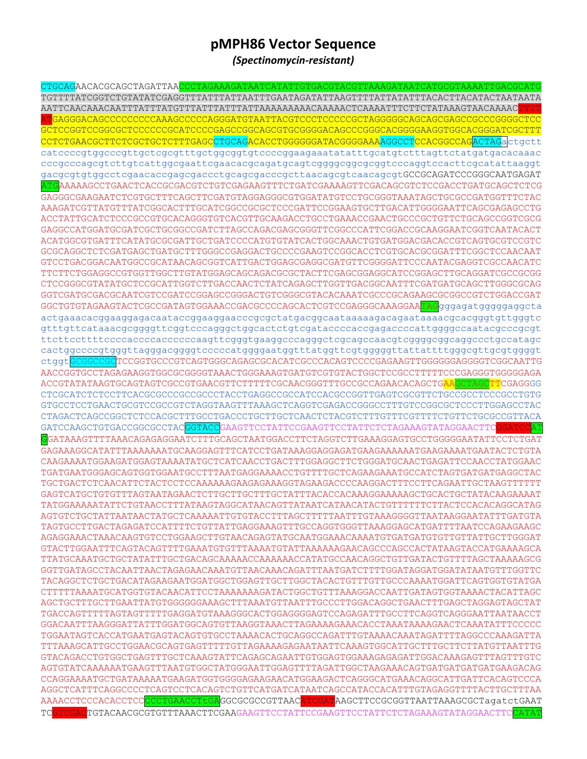# pMPH86 Vector Sequence

***(Spectinomycin-resistant)***

```
CTGCAGAACACGCAGCTAGATTAACCCTAGAAAGATAATCATATTGTGACGTACGTTAAAGATAATCATGCGTAAAATTGACGCATG
TGTTTTATCGGTCTGTATATCGAGGTTTATTTATTAATTTGAATAGATATTAAGTTTTATTATATTTACACTTACATACTAATAATA
AATTCAACAAACAATTTATTTATGTTTATTTATTTATTAAAAAAAAACAAAAACTCAAAATTTCTTCTATAAAGTAACAAAACTTTT
ATGAGGGACAGCCCCCCCCCAAAGCCCCCAGGGATGTAATTACGTCCCTCCCCCGCTAGGGGGCAGCAGCGAGCCGCCCGGGGCTCC
GCTCCGGTCCGGCGCTCCCCCCGCATCCCCGAGCCGGCAGCGTGCGGGGACAGCCCGGGCACGGGGAAGGTGGCACGGGATCGCTTT
CCTCTGAACGCTTCTCGCTGCTCTTTGAGCCTGCAGACACCTGGGGGGATACGGGGAAAAGGCCTCCACGGCCAGACTAGactgctt
catccccgtggcccgttgctcgcgtttgctggcggtgtccccggaagaaatatatttgcatgtctttagttctatgatgacacaaac
cccgcccagcgtcttgtcattggcgaattcgaacacgcagatgcagtcggggcggcgcggtcccaggtccacttcgcatattaaggt
gacgcgtgtggcctcgaacaccgagcgaccctgcagcgacccgcttaacagcgtcaacagcgtGCCGCAGATCCCGGGCAATGAGAT
ATGAAAAAGCCTGAACTCACCGCGACGTCTGTCGAGAAGTTTCTGATCGAAAAGTTCGACAGCGTCTCCGACCTGATGCAGCTCTCG
GAGGGCGAAGAATCTCGTGCTTTCAGCTTCGATGTAGGAGGGCGTGGATATGTCCTGCGGGTAAATAGCTGCGCCGATGGTTTCTAC
AAAGATCGTTATGTTTATCGGCACTTTGCATCGGCCGCGCTCCCGATTCCGGAAGTGCTTGACATTGGGGAATTCAGCGAGAGCCTG
ACCTATTGCATCTCCCGCCGTGCACAGGGTGTCACGTTGCAAGACCTGCCTGAAACCGAACTGCCCGCTGTTCTGCAGCCGGTCGCG
GAGGCCATGGATGCGATCGCTGCGGCCGATCTTAGCCAGACGAGCGGGTTCGGCCCATTCGGACCGCAAGGAATCGGTCAATACACT
ACATGGCGTGATTTCATATGCGCGATTGCTGATCCCCATGTGTATCACTGGCAAACTGTGATGGACGACACCGTCAGTGCGTCCGTC
GCGCAGGCTCTCGATGAGCTGATGCTTTGGGCCGAGGACTGCCCCGAAGTCCGGCACCTCGTGCACGCGGATTTCGGCTCCAACAAT
GTCCTGACGGACAATGGCCGCATAACAGCGGTCATTGACTGGAGCGAGGCGATGTTCGGGGATTCCCAATACGAGGTCGCCAACATC
TTCTTCTGGAGGCCGTGGTTGGCTTGTATGGAGCAGCAGACGCGCTACTTCGAGCGGAGGCATCCGGAGCTTGCAGGATCGCCGCGG
CTCCGGGCGTATATGCTCCGCATTGGTCTTGACCAACTCTATCAGAGCTTGGTTGACGGCAATTTCGATGATGCAGCTTGGGCGCAG
GGTCGATGCGACGCAATCGTCCGATCCGGAGCCGGGACTGTCGGGCGTACACAAATCGCCCGCAGAAGCGCGGCCGTCTGGACCGAT
GGCTGTGTAGAAGTACTCGCCGATAGTGGAAACCGACGCCCCAGCACTCGTCCGAGGGCAAAGGAATAGgggagatgggggaggcta
actgaaacacggaaggagacaataccggaaggaacccgcgctatgacggcaataaaaagacagaataaaacgcacgggtgttgggtc
gtttgttcataaacgcggggttcggtcccagggctggcactctgtcgataccccaccgagaccccattggggccaatacgcccgcgt
ttcttccttttccccaccccaccccccaagttcgggtgaaggcccagggctcgcagccaacgtcggggcggcaggccctgccatagc
cactggccccgtgggttagggacggggtcccccatggggaatggtttatggttcgtgggggttattattttgggcgttgcgtggggt
ctggtGCGGCCGCTCCGGTGCCCGTCAGTGGGCAGAGCGCACATCGCCCACAGTCCCCGAGAAGTTGGGGGGAGGGGTCGGCAATTG
AACCGGTGCCTAGAGAAGGTGGCGCGGGGTAAACTGGGAAAGTGATGTCGTGTACTGGCTCCGCCTTTTTCCCGAGGGTGGGGGAGA
ACCGTATATAAGTGCAGTAGTCGCCGTGAACGTTCTTTTTCGCAACGGGTTTGCCGCCAGAACACAGCTGAAGCTAGCTTCGAGGGG
CTCGCATCTCTCCTTCACGCGCCCGCCGCCCTACCTGAGGCCGCCATCCACGCCGGTTGAGTCGCGTTCTGCCGCCTCCCGCCTGTG
GTGCCTCCTGAACTGCGTCCGCCGTCTAGGTAAGTTTAAAGCTCAGGTCGAGACCGGGCCTTTGTCCGGCGCTCCCTTGGAGCCTAC
CTAGACTCAGCCGGCTCTCCACGCTTTGCCTGACCCTGCTTGCTCAACTCTACGTCTTTGTTTCGTTTTCTGTTCTGCGCCGTTACA
GATCCAAGCTGTGACCGGCGCCTACGGTACCGAAGTTCCTATTCCGAAGTTCCTATTCTCTAGAAAGTATAGGAACTTCGGATCCAT
GGATAAAGTTTTAAACAGAGAGGAATCTTTGCAGCTAATGGACCTTCTAGGTCTTGAAAGGAGTGCCTGGGGGAATATTCCTCTGAT
GAGAAAGGCATATTTAAAAAAATGCAAGGAGTTTCATCCTGATAAAGGAGGAGATGAAGAAAAAATGAAGAAAATGAATACTCTGTA
CAAGAAAATGGAAGATGGAGTAAAATATGCTCATCAACCTGACTTTGGAGGCTTCTGGGATGCAACTGAGATTCCAACCTATGGAAC
TGATGAATGGGAGCAGTGGTGGAATGCCTTTAATGAGGAAAACCTGTTTTGCTCAGAAGAAATGCCATCTAGTGATGATGAGGCTAC
TGCTGACTCTCAACATTCTACTCCTCCAAAAAAGAAGAGAAAGGTAGAAGACCCCAAGGACTTTCCTTCAGAATTGCTAAGTTTTTT
GAGTCATGCTGTGTTTAGTAATAGAACTCTTGCTTGCTTTGCTATTTACACCACAAAGGAAAAAGCTGCACTGCTATACAAGAAAAT
TATGGAAAAATATTCTGTAACCTTTATAAGTAGGCATAACAGTTATAATCATAACATACTGTTTTTTCTTACTCCACACAGGCATAG
AGTGTCTGCTATTAATAACTATGCTCAAAAATTGTGTACCTTTAGCTTTTTAATTTGTAAAGGGGTTAATAAGGAATATTTGATGTA
TAGTGCCTTGACTAGAGATCCATTTTCTGTTATTGAGGAAAGTTTGCCAGGTGGGTTAAAGGAGCATGATTTTAATCCAGAAGAAGC
AGAGGAAACTAAACAAGTGTCCTGGAAGCTTGTAACAGAGTATGCAATGGAAACAAAATGTGATGATGTGTTGTTATTGCTTGGGAT
GTACTTGGAATTTCAGTACAGTTTTGAAATGTGTTTAAAATGTATTAAAAAAGAACAGCCCAGCCACTATAAGTACCATGAAAAGCA
TTATGCAAATGCTGCTATATTTGCTGACAGCAAAAACCAAAAAACCATATGCCAACAGGCTGTTGATACTGTTTTAGCTAAAAAGCG
GGTTGATAGCCTACAATTAACTAGAGAACAAATGTTAACAAACAGATTTAATGATCTTTTGGATAGGATGGATATAATGTTTGGTTC
TACAGGCTCTGCTGACATAGAAGAATGGATGGCTGGAGTTGCTTGGCTACACTGTTTGTTGCCCAAAATGGATTCAGTGGTGTATGA
CTTTTTAAAATGCATGGTGTACAACATTCCTAAAAAAAGATACTGGCTGTTTAAAGGACCAATTGATAGTGGTAAAACTACATTAGC
AGCTGCTTTGCTTGAATTATGTGGGGGGAAAGCTTTAAATGTTAATTTGCCCTTGGACAGGCTGAACTTTGAGCTAGGAGTAGCTAT
TGACCAGTTTTTAGTAGTTTTTGAGGATGTAAAGGGCACTGGAGGGGAGTCCAGAGATTTGCCTTCAGGTCAGGGAATTAATAACCT
GGACAATTTAAGGGATTATTTGGATGGCAGTGTTAAGGTAAACTTAGAAAAGAAACACCTAAATAAAAGAACTCAAATATTTCCCCC
TGGAATAGTCACCATGAATGAGTACAGTGTGCCTAAAACACTGCAGGCCAGATTTGTAAAACAAATAGATTTTAGGCCCAAAGATTA
TTTAAAGCATTGCCTGGAACGCAGTGAGTTTTTGTTAGAAAAGAGAATAATTCAAAGTGGCATTGCTTTGCTTCTTATGTTAATTTG
GTACAGACCTGTGGCTGAGTTTGCTCAAAGTATTCAGAGCAGAATTGTGGAGTGGAAAGAGAGATTGGACAAAGAGTTTAGTTTGTC
AGTGTATCAAAAAATGAAGTTTAATGTGGCTATGGGAATTGGAGTTTTAGATTGGCTAAGAAACAGTGATGATGATGATGAAGACAG
CCAGGAAAATGCTGATAAAAATGAAGATGGTGGGGAGAAGAACATGGAAGACTCAGGGCATGAAACAGGCATTGATTCACAGTCCCA
AGGCTCATTTCAGGCCCCTCAGTCCTCACAGTCTGTTCATGATCATAATCAGCCATACCACATTTGTAGAGGTTTTACTTGCTTTAA
AAAACCTCCCACACCTCCCCCTGAACCTtGAGGCGCGCCGTTAACATCGATAAGCTTCCGCGGTTAATTAAAGCGCTagatctGAAT
TCGTCGACTGTACAACGCGTGTTTAAACTTCGAAGAAGTTCCTATTCCGAAGTTCCTATTCTCTAGAAAGTATAGGAACTTCCATAT
```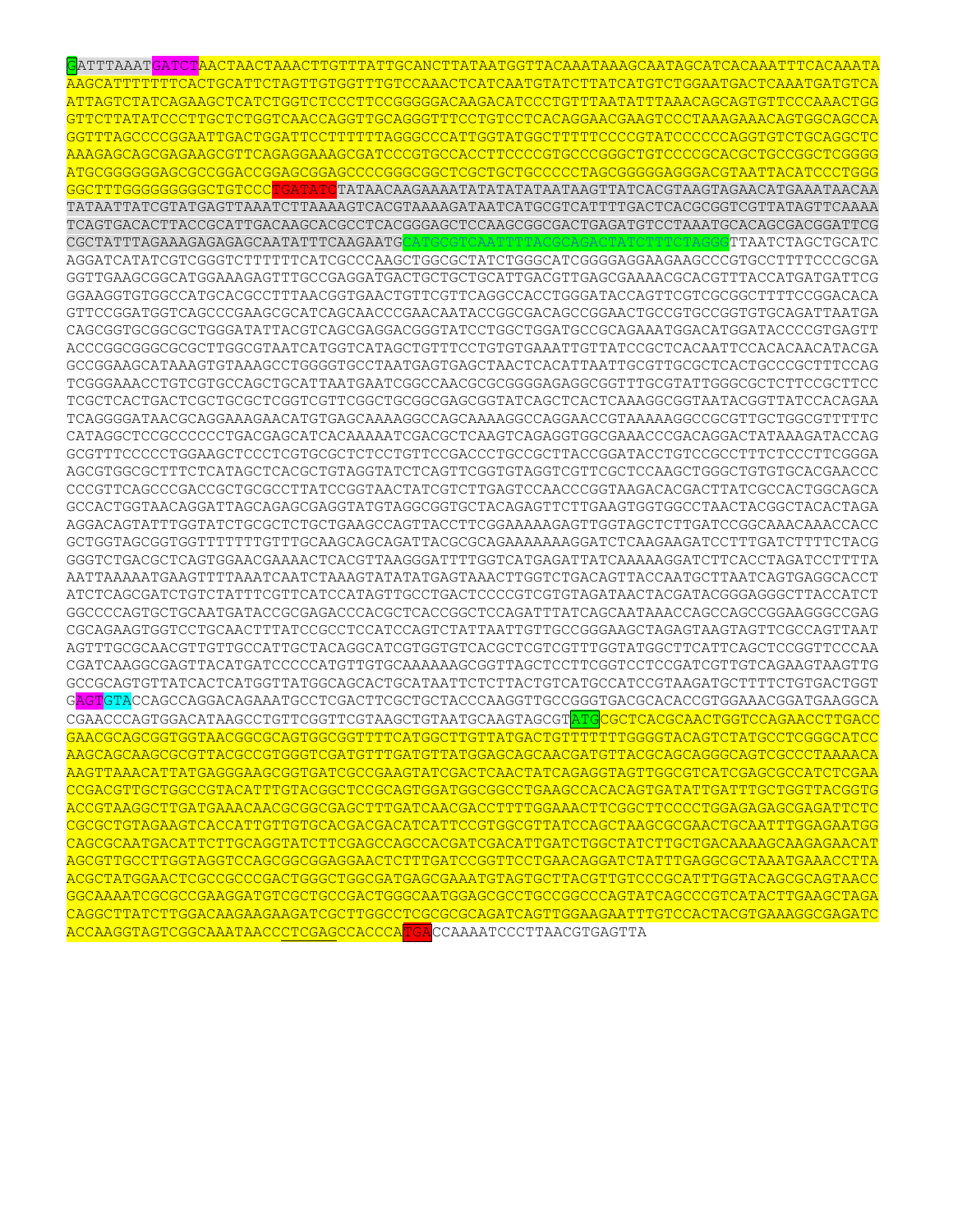GATTTAAATGATCTAACTAACTAAACTTGTTTATTGCANCTTATAATGGTTACAAATAAAGCAATAGCATCACAAATTTCACAAATA
AAGCATTTTTTTCACTGCATTCTAGTTGTGGTTTGTCCAAACTCATCAATGTATCTTATCATGTCTGGAATGACTCAAATGATGTCA
ATTAGTCTATCAGAAGCTCATCTGGTCTCCCTTCCGGGGGACAAGACATCCCTGTTTAATATTTAAACAGCAGTGTTCCCAAACTGG
GTTCTTATATCCCTTGCTCTGGTCAACCAGGTTGCAGGGTTTCCTGTCCTCACAGGAACGAAGTCCCTAAAGAAACAGTGGCAGCCA
GGTTTAGCCCCGGAATTGACTGGATTCCTTTTTTAGGGCCCATTGGTATGGCTTTTTCCCCGTATCCCCCCAGGTGTCTGCAGGCTC
AAAGAGCAGCGAGAAGCGTTCAGAGGAAAGCGATCCCGTGCCACCTTCCCCGTGCCCGGGCTGTCCCCGCACGCTGCCGGCTCGGGG
ATGCGGGGGGAGCGCCGGACCGGAGCGGAGCCCCGGGCGGCTCGCTGCTGCCCCCTAGCGGGGGAGGGACGTAATTACATCCCTGGG
GGCTTTGGGGGGGGGCTGTCCCTGATATCTATAACAAGAAAATATATATATAATAAGTTATCACGTAAGTAGAACATGAAATAACAA
TATAATTATCGTATGAGTTAAATCTTAAAAGTCACGTAAAAGATAATCATGCGTCATTTTGACTCACGCGGTCGTTATAGTTCAAAA
TCAGTGACACTTACCGCATTGACAAGCACGCCTCACGGGAGCTCCAAGCGGCGACTGAGATGTCCTAAATGCACAGCGACGGATTCG
CGCTATTTAGAAAGAGAGAGCAATATTTCAAGAATGCATGCGTCAATTTTACGCAGACTATCTTTCTAGGGTTAATCTAGCTGCATC
AGGATCATATCGTCGGGTCTTTTTTCATCGCCCAAGCTGGCGCTATCTGGGCATCGGGGAGGAAGAAGCCCGTGCCTTTTCCCGCGA
GGTTGAAGCGGCATGGAAAGAGTTTGCCGAGGATGACTGCTGCTGCATTGACGTTGAGCGAAAACGCACGTTTACCATGATGATTCG
GGAAGGTGTGGCCATGCACGCCTTTAACGGTGAACTGTTCGTTCAGGCCACCTGGGATACCAGTTCGTCGCGGCTTTTCCGGACACA
GTTCCGGATGGTCAGCCCGAAGCGCATCAGCAACCCGAACAATACCGGCGACAGCCGGAACTGCCGTGCCGGTGTGCAGATTAATGA
CAGCGGTGCGGCGCTGGGATATTACGTCAGCGAGGACGGGTATCCTGGCTGGATGCCGCAGAAATGGACATGGATACCCCGTGAGTT
ACCCGGCGGGCGCGCTTGGCGTAATCATGGTCATAGCTGTTTCCTGTGTGAAATTGTTATCCGCTCACAATTCCACACAACATACGA
GCCGGAAGCATAAAGTGTAAAGCCTGGGGTGCCTAATGAGTGAGCTAACTCACATTAATTGCGTTGCGCTCACTGCCCGCTTTCCAG
TCGGGAAACCTGTCGTGCCAGCTGCATTAATGAATCGGCCAACGCGCGGGGAGAGGCGGTTTGCGTATTGGGCGCTCTTCCGCTTCC
TCGCTCACTGACTCGCTGCGCTCGGTCGTTCGGCTGCGGCGAGCGGTATCAGCTCACTCAAAGGCGGTAATACGGTTATCCACAGAA
TCAGGGGATAACGCAGGAAAGAACATGTGAGCAAAAGGCCAGCAAAAGGCCAGGAACCGTAAAAAGGCCGCGTTGCTGGCGTTTTTC
CATAGGCTCCGCCCCCCTGACGAGCATCACAAAAATCGACGCTCAAGTCAGAGGTGGCGAAACCCGACAGGACTATAAAGATACCAG
GCGTTTCCCCCTGGAAGCTCCCTCGTGCGCTCTCCTGTTCCGACCCTGCCGCTTACCGGATACCTGTCCGCCTTTCTCCCTTCGGGA
AGCGTGGCGCTTTCTCATAGCTCACGCTGTAGGTATCTCAGTTCGGTGTAGGTCGTTCGCTCCAAGCTGGGCTGTGTGCACGAACCC
CCCGTTCAGCCCGACCGCTGCGCCTTATCCGGTAACTATCGTCTTGAGTCCAACCCGGTAAGACACGACTTATCGCCACTGGCAGCA
GCCACTGGTAACAGGATTAGCAGAGCGAGGTATGTAGGCGGTGCTACAGAGTTCTTGAAGTGGTGGCCTAACTACGGCTACACTAGA
AGGACAGTATTTGGTATCTGCGCTCTGCTGAAGCCAGTTACCTTCGGAAAAAGAGTTGGTAGCTCTTGATCCGGCAAACAAACCACC
GCTGGTAGCGGTGGTTTTTTTGTTTGCAAGCAGCAGATTACGCGCAGAAAAAAAGGATCTCAAGAAGATCCTTTGATCTTTTCTACG
GGGTCTGACGCTCAGTGGAACGAAAACTCACGTTAAGGGATTTTGGTCATGAGATTATCAAAAAGGATCTTCACCTAGATCCTTTTA
AATTAAAAATGAAGTTTTAAATCAATCTAAAGTATATATGAGTAAACTTGGTCTGACAGTTACCAATGCTTAATCAGTGAGGCACCT
ATCTCAGCGATCTGTCTATTTCGTTCATCCATAGTTGCCTGACTCCCCGTCGTGTAGATAACTACGATACGGGAGGGCTTACCATCT
GGCCCCAGTGCTGCAATGATACCGCGAGACCCACGCTCACCGGCTCCAGATTTATCAGCAATAAACCAGCCAGCCGGAAGGGCCGAG
CGCAGAAGTGGTCCTGCAACTTTATCCGCCTCCATCCAGTCTATTAATTGTTGCCGGGAAGCTAGAGTAAGTAGTTCGCCAGTTAAT
AGTTTGCGCAACGTTGTTGCCATTGCTACAGGCATCGTGGTGTCACGCTCGTCGTTTGGTATGGCTTCATTCAGCTCCGGTTCCCAA
CGATCAAGGCGAGTTACATGATCCCCCATGTTGTGCAAAAAAGCGGTTAGCTCCTTCGGTCCTCCGATCGTTGTCAGAAGTAAGTTG
GCCGCAGTGTTATCACTCATGGTTATGGCAGCACTGCATAATTCTCTTACTGTCATGCCATCCGTAAGATGCTTTTCTGTGACTGGT
GAGTGTACCAGCCAGGACAGAAATGCCTCGACTTCGCTGCTACCCAAGGTTGCCGGGTGACGCACACCGTGGAAACGGATGAAGGCA
CGAACCCAGTGGACATAAGCCTGTTCGGTTCGTAAGCTGTAATGCAAGTAGCGTATGCGCTCACGCAACTGGTCCAGAACCTTGACC
GAACGCAGCGGTGGTAACGGCGCAGTGGCGGTTTTCATGGCTTGTTATGACTGTTTTTTTGGGGTACAGTCTATGCCTCGGGCATCC
AAGCAGCAAGCGCGTTACGCCGTGGGTCGATGTTTGATGTTATGGAGCAGCAACGATGTTACGCAGCAGGGCAGTCGCCCTAAAACA
AAGTTAAACATTATGAGGGAAGCGGTGATCGCCGAAGTATCGACTCAACTATCAGAGGTAGTTGGCGTCATCGAGCGCCATCTCGAA
CCGACGTTGCTGGCCGTACATTTGTACGGCTCCGCAGTGGATGGCGGCCTGAAGCCACACAGTGATATTGATTTGCTGGTTACGGTG
ACCGTAAGGCTTGATGAAACAACGCGGCGAGCTTTGATCAACGACCTTTTGGAAACTTCGGCTTCCCCTGGAGAGAGCGAGATTCTC
CGCGCTGTAGAAGTCACCATTGTTGTGCACGACGACATCATTCCGTGGCGTTATCCAGCTAAGCGCGAACTGCAATTTGGAGAATGG
CAGCGCAATGACATTCTTGCAGGTATCTTCGAGCCAGCCACGATCGACATTGATCTGGCTATCTTGCTGACAAAAGCAAGAGAACAT
AGCGTTGCCTTGGTAGGTCCAGCGGCGGAGGAACTCTTTGATCCGGTTCCTGAACAGGATCTATTTGAGGCGCTAAATGAAACCTTA
ACGCTATGGAACTCGCCGCCCGACTGGGCTGGCGATGAGCGAAATGTAGTGCTTACGTTGTCCCGCATTTGGTACAGCGCAGTAACC
GGCAAAATCGCGCCGAAGGATGTCGCTGCCGACTGGGCAATGGAGCGCCTGCCGGCCCAGTATCAGCCCGTCATACTTGAAGCTAGA
CAGGCTTATCTTGGACAAGAAGAAGATCGCTTGGCCTCGCGCGCAGATCAGTTGGAAGAATTTGTCCACTACGTGAAAGGCGAGATC
ACCAAGGTAGTCGGCAAATAACCCTCGAGCCACCCATGACCAAAATCCCTTAACGTGAGTTA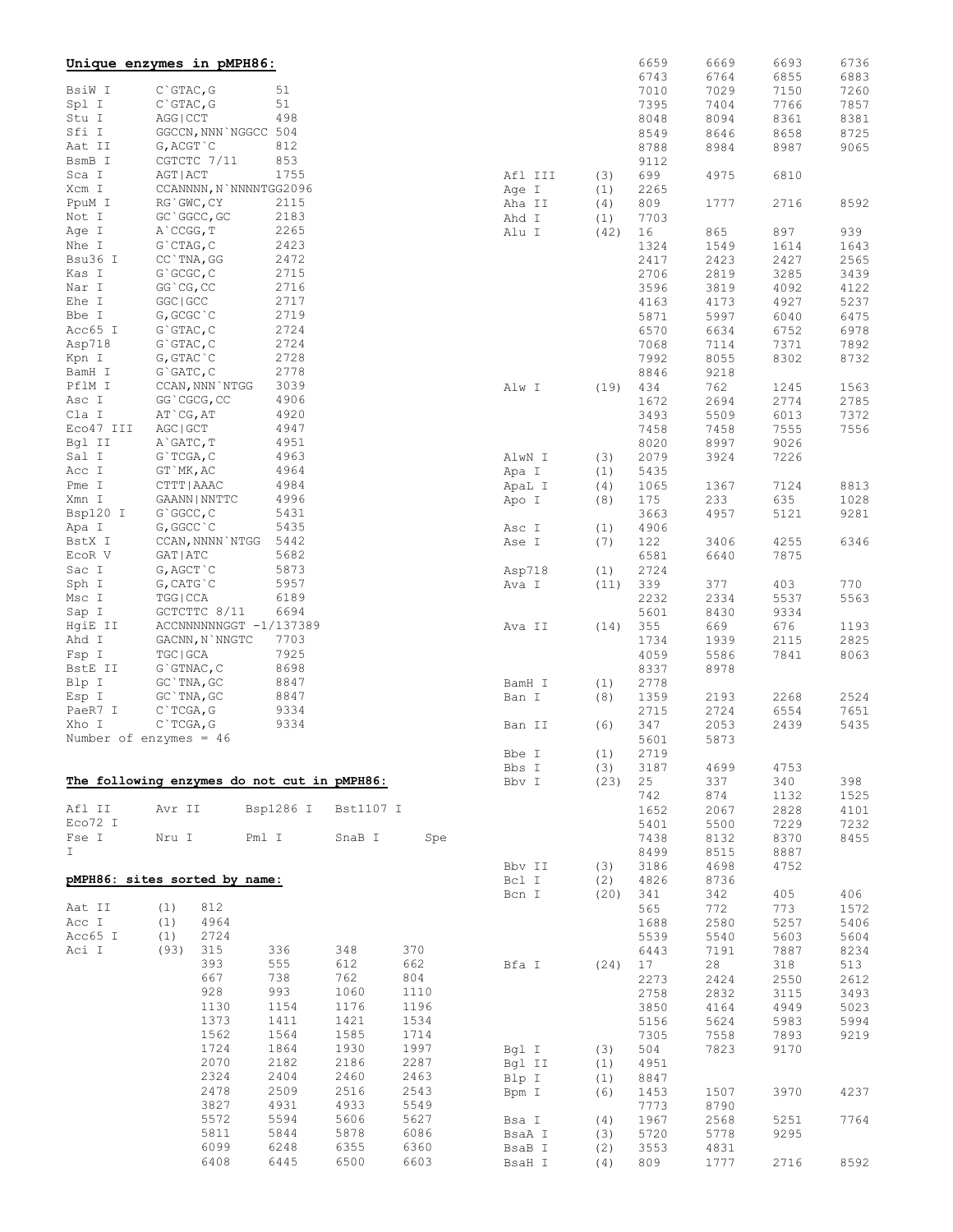**Unique enzymes in pMPH86:**

```
BsiW I      C`GTAC,G         51
Spl I       C`GTAC,G         51
Stu I       AGG|CCT          498
Sfi I       GGCCN,NNN`NGGCC  504
Aat II      G,ACGT`C         812
BsmB I      CGTCTC 7/11      853
Sca I       AGT|ACT          1755
Xcm I       CCANNNN,N`NNNNTGG2096
PpuM I      RG`GWC,CY        2115
Not I       GC`GGCC,GC       2183
Age I       A`CCGG,T         2265
Nhe I       G`CTAG,C         2423
Bsu36 I     CC`TNA,GG        2472
Kas I       G`GCGC,C         2715
Nar I       GG`CG,CC         2716
Ehe I       GGC|GCC          2717
Bbe I       G,GCGC`C         2719
Acc65 I     G`GTAC,C         2724
Asp718      G`GTAC,C         2724
Kpn I       G,GTAC`C         2728
BamH I      G`GATC,C         2778
PflM I      CCAN,NNN`NTGG    3039
Asc I       GG`CGCG,CC       4906
Cla I       AT`CG,AT         4920
Eco47 III   AGC|GCT          4947
Bgl II      A`GATC,T         4951
Sal I       G`TCGA,C         4963
Acc I       GT`MK,AC         4964
Pme I       CTTT|AAAC        4984
Xmn I       GAANN|NNTTC      4996
Bsp120 I    G`GGCC,C         5431
Apa I       G,GGCC`C         5435
BstX I      CCAN,NNNN`NTGG   5442
EcoR V      GAT|ATC          5682
Sac I       G,AGCT`C         5873
Sph I       G,CATG`C         5957
Msc I       TGG|CCA          6189
Sap I       GCTCTTC 8/11     6694
HgiE II     ACCNNNNNNGGT -1/137389
Ahd I       GACNN,N`NNGTC    7703
Fsp I       TGC|GCA          7925
BstE II     G`GTNAC,C        8698
Blp I       GC`TNA,GC        8847
Esp I       GC`TNA,GC        8847
PaeR7 I     C`TCGA,G         9334
Xho I       C`TCGA,G         9334
Number of enzymes = 46
```

**The following enzymes do not cut in pMPH86:**

```
Afl II      Avr II      Bsp1286 I   Bst1107 I
Eco72 I
Fse I       Nru I       Pml I       SnaB I      Spe I
```

**pMPH86: sites sorted by name:**

```
Aat II      (1)   812
Acc I       (1)   4964
Acc65 I     (1)   2724
Aci I       (93)  315    336    348    370
                  393    555    612    662
                  667    738    762    804
                  928    993    1060   1110
                  1130   1154   1176   1196
                  1373   1411   1421   1534
                  1562   1564   1585   1714
                  1724   1864   1930   1997
                  2070   2182   2186   2287
                  2324   2404   2460   2463
                  2478   2509   2516   2543
                  3827   4931   4933   5549
                  5572   5594   5606   5627
                  5811   5844   5878   6086
                  6099   6248   6355   6360
                  6408   6445   6500   6603
                  6659   6669   6693   6736
                  6743   6764   6855   6883
                  7010   7029   7150   7260
                  7395   7404   7766   7857
                  8048   8094   8361   8381
                  8549   8646   8658   8725
                  8788   8984   8987   9065
                  9112
Afl III     (3)   699    4975   6810
Age I       (1)   2265
Aha II      (4)   809    1777   2716   8592
Ahd I       (1)   7703
Alu I       (42)  16     865    897    939
                  1324   1549   1614   1643
                  2417   2423   2427   2565
                  2706   2819   3285   3439
                  3596   3819   4092   4122
                  4163   4173   4927   5237
                  5871   5997   6040   6475
                  6570   6634   6752   6978
                  7068   7114   7371   7892
                  7992   8055   8302   8732
                  8846   9218
Alw I       (19)  434    762    1245   1563
                  1672   2694   2774   2785
                  3493   5509   6013   7372
                  7458   7458   7555   7556
                  8020   8997   9026
AlwN I      (3)   2079   3924   7226
Apa I       (1)   5435
ApaL I      (4)   1065   1367   7124   8813
Apo I       (8)   175    233    635    1028
                  3663   4957   5121   9281
Asc I       (1)   4906
Ase I       (7)   122    3406   4255   6346
                  6581   6640   7875
Asp718      (1)   2724
Ava I       (11)  339    377    403    770
                  2232   2334   5537   5563
                  5601   8430   9334
Ava II      (14)  355    669    676    1193
                  1734   1939   2115   2825
                  4059   5586   7841   8063
                  8337   8978
BamH I      (1)   2778
Ban I       (8)   1359   2193   2268   2524
                  2715   2724   6554   7651
Ban II      (6)   347    2053   2439   5435
                  5601   5873
Bbe I       (1)   2719
Bbs I       (3)   3187   4699   4753
Bbv I       (23)  25     337    340    398
                  742    874    1132   1525
                  1652   2067   2828   4101
                  5401   5500   7229   7232
                  7438   8132   8370   8455
                  8499   8515   8887
Bbv II      (3)   3186   4698   4752
Bcl I       (2)   4826   8736
Bcn I       (20)  341    342    405    406
                  565    772    773    1572
                  1688   2580   5257   5406
                  5539   5540   5603   5604
                  6443   7191   7887   8234
Bfa I       (24)  17     28     318    513
                  2273   2424   2550   2612
                  2758   2832   3115   3493
                  3850   4164   4949   5023
                  5156   5624   5983   5994
                  7305   7558   7893   9219
Bgl I       (3)   504    7823   9170
Bgl II      (1)   4951
Blp I       (1)   8847
Bpm I       (6)   1453   1507   3970   4237
                  7773   8790
Bsa I       (4)   1967   2568   5251   7764
BsaA I      (3)   5720   5778   9295
BsaB I      (2)   3553   4831
BsaH I      (4)   809    1777   2716   8592
```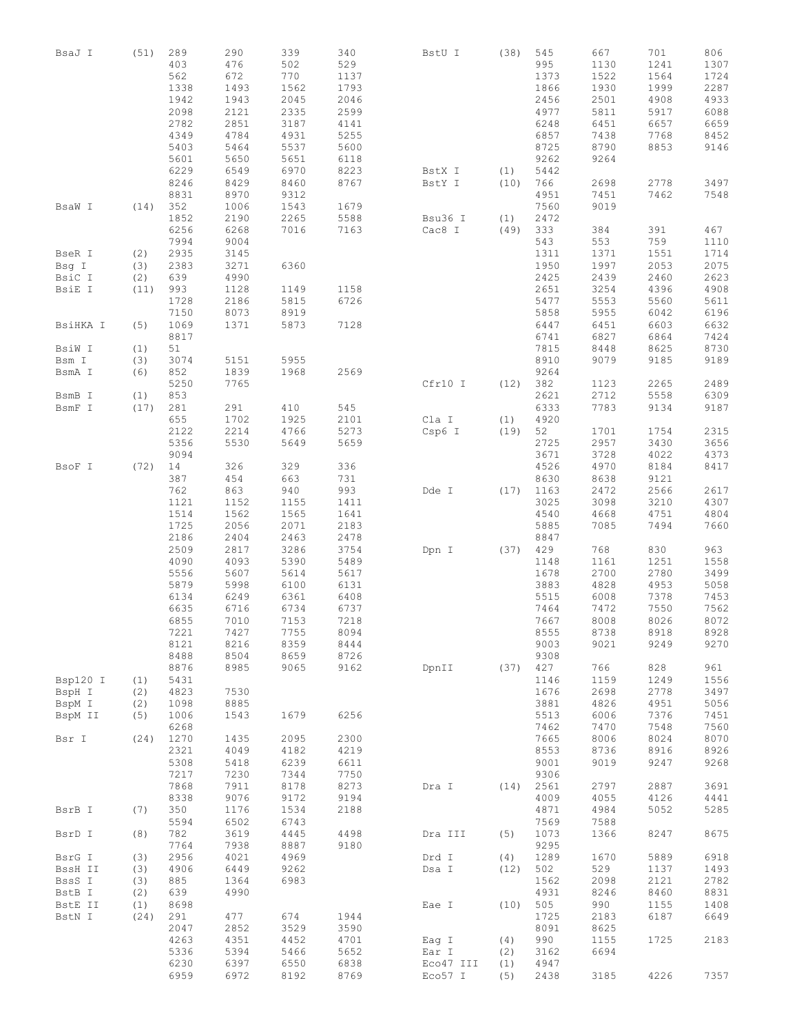| Enzyme | Count | Positions | | | |
|---|---|---|---|---|---|
| BsaJ I | (51) | 289 | 290 | 339 | 340 |
| | | 403 | 476 | 502 | 529 |
| | | 562 | 672 | 770 | 1137 |
| | | 1338 | 1493 | 1562 | 1793 |
| | | 1942 | 1943 | 2045 | 2046 |
| | | 2098 | 2121 | 2335 | 2599 |
| | | 2782 | 2851 | 3187 | 4141 |
| | | 4349 | 4784 | 4931 | 5255 |
| | | 5403 | 5464 | 5537 | 5600 |
| | | 5601 | 5650 | 5651 | 6118 |
| | | 6229 | 6549 | 6970 | 8223 |
| | | 8246 | 8429 | 8460 | 8767 |
| | | 8831 | 8970 | 9312 | |
| BsaW I | (14) | 352 | 1006 | 1543 | 1679 |
| | | 1852 | 2190 | 2265 | 5588 |
| | | 6256 | 6268 | 7016 | 7163 |
| | | 7994 | 9004 | | |
| BseR I | (2) | 2935 | 3145 | | |
| Bsg I | (3) | 2383 | 3271 | 6360 | |
| BsiC I | (2) | 639 | 4990 | | |
| BsiE I | (11) | 993 | 1128 | 1149 | 1158 |
| | | 1728 | 2186 | 5815 | 6726 |
| | | 7150 | 8073 | 8919 | |
| BsiHKA I | (5) | 1069 | 1371 | 5873 | 7128 |
| | | 8817 | | | |
| BsiW I | (1) | 51 | | | |
| Bsm I | (3) | 3074 | 5151 | 5955 | |
| BsmA I | (6) | 852 | 1839 | 1968 | 2569 |
| | | 5250 | 7765 | | |
| BsmB I | (1) | 853 | | | |
| BsmF I | (17) | 281 | 291 | 410 | 545 |
| | | 655 | 1702 | 1925 | 2101 |
| | | 2122 | 2214 | 4766 | 5273 |
| | | 5356 | 5530 | 5649 | 5659 |
| | | 9094 | | | |
| BsoF I | (72) | 14 | 326 | 329 | 336 |
| | | 387 | 454 | 663 | 731 |
| | | 762 | 863 | 940 | 993 |
| | | 1121 | 1152 | 1155 | 1411 |
| | | 1514 | 1562 | 1565 | 1641 |
| | | 1725 | 2056 | 2071 | 2183 |
| | | 2186 | 2404 | 2463 | 2478 |
| | | 2509 | 2817 | 3286 | 3754 |
| | | 4090 | 4093 | 5390 | 5489 |
| | | 5556 | 5607 | 5614 | 5617 |
| | | 5879 | 5998 | 6100 | 6131 |
| | | 6134 | 6249 | 6361 | 6408 |
| | | 6635 | 6716 | 6734 | 6737 |
| | | 6855 | 7010 | 7153 | 7218 |
| | | 7221 | 7427 | 7755 | 8094 |
| | | 8121 | 8216 | 8359 | 8444 |
| | | 8488 | 8504 | 8659 | 8726 |
| | | 8876 | 8985 | 9065 | 9162 |
| Bsp120 I | (1) | 5431 | | | |
| BspH I | (2) | 4823 | 7530 | | |
| BspM I | (2) | 1098 | 8885 | | |
| BspM II | (5) | 1006 | 1543 | 1679 | 6256 |
| | | 6268 | | | |
| Bsr I | (24) | 1270 | 1435 | 2095 | 2300 |
| | | 2321 | 4049 | 4182 | 4219 |
| | | 5308 | 5418 | 6239 | 6611 |
| | | 7217 | 7230 | 7344 | 7750 |
| | | 7868 | 7911 | 8178 | 8273 |
| | | 8338 | 9076 | 9172 | 9194 |
| BsrB I | (7) | 350 | 1176 | 1534 | 2188 |
| | | 5594 | 6502 | 6743 | |
| BsrD I | (8) | 782 | 3619 | 4445 | 4498 |
| | | 7764 | 7938 | 8887 | 9180 |
| BsrG I | (3) | 2956 | 4021 | 4969 | |
| BssH II | (3) | 4906 | 6449 | 9262 | |
| BssS I | (3) | 885 | 1364 | 6983 | |
| BstB I | (2) | 639 | 4990 | | |
| BstE II | (1) | 8698 | | | |
| BstN I | (24) | 291 | 477 | 674 | 1944 |
| | | 2047 | 2852 | 3529 | 3590 |
| | | 4263 | 4351 | 4452 | 4701 |
| | | 5336 | 5394 | 5466 | 5652 |
| | | 6230 | 6397 | 6550 | 6838 |
| | | 6959 | 6972 | 8192 | 8769 |
| BstU I | (38) | 545 | 667 | 701 | 806 |
| | | 995 | 1130 | 1241 | 1307 |
| | | 1373 | 1522 | 1564 | 1724 |
| | | 1866 | 1930 | 1999 | 2287 |
| | | 2456 | 2501 | 4908 | 4933 |
| | | 4977 | 5811 | 5917 | 6088 |
| | | 6248 | 6451 | 6657 | 6659 |
| | | 6857 | 7438 | 7768 | 8452 |
| | | 8725 | 8790 | 8853 | 9146 |
| | | 9262 | 9264 | | |
| BstX I | (1) | 5442 | | | |
| BstY I | (10) | 766 | 2698 | 2778 | 3497 |
| | | 4951 | 7451 | 7462 | 7548 |
| | | 7560 | 9019 | | |
| Bsu36 I | (1) | 2472 | | | |
| Cac8 I | (49) | 333 | 384 | 391 | 467 |
| | | 543 | 553 | 759 | 1110 |
| | | 1311 | 1371 | 1551 | 1714 |
| | | 1950 | 1997 | 2053 | 2075 |
| | | 2425 | 2439 | 2460 | 2623 |
| | | 2651 | 3254 | 4396 | 4908 |
| | | 5477 | 5553 | 5560 | 5611 |
| | | 5858 | 5955 | 6042 | 6196 |
| | | 6447 | 6451 | 6603 | 6632 |
| | | 6741 | 6827 | 6864 | 7424 |
| | | 7815 | 8448 | 8625 | 8730 |
| | | 8910 | 9079 | 9185 | 9189 |
| | | 9264 | | | |
| Cfr10 I | (12) | 382 | 1123 | 2265 | 2489 |
| | | 2621 | 2712 | 5558 | 6309 |
| | | 6333 | 7783 | 9134 | 9187 |
| Cla I | (1) | 4920 | | | |
| Csp6 I | (19) | 52 | 1701 | 1754 | 2315 |
| | | 2725 | 2957 | 3430 | 3656 |
| | | 3671 | 3728 | 4022 | 4373 |
| | | 4526 | 4970 | 8184 | 8417 |
| | | 8630 | 8638 | 9121 | |
| Dde I | (17) | 1163 | 2472 | 2566 | 2617 |
| | | 3025 | 3098 | 3210 | 4307 |
| | | 4540 | 4668 | 4751 | 4804 |
| | | 5885 | 7085 | 7494 | 7660 |
| | | 8847 | | | |
| Dpn I | (37) | 429 | 768 | 830 | 963 |
| | | 1148 | 1161 | 1251 | 1558 |
| | | 1678 | 2700 | 2780 | 3499 |
| | | 3883 | 4828 | 4953 | 5058 |
| | | 5515 | 6008 | 7378 | 7453 |
| | | 7464 | 7472 | 7550 | 7562 |
| | | 7667 | 8008 | 8026 | 8072 |
| | | 8555 | 8738 | 8918 | 8928 |
| | | 9003 | 9021 | 9249 | 9270 |
| | | 9308 | | | |
| DpnII | (37) | 427 | 766 | 828 | 961 |
| | | 1146 | 1159 | 1249 | 1556 |
| | | 1676 | 2698 | 2778 | 3497 |
| | | 3881 | 4826 | 4951 | 5056 |
| | | 5513 | 6006 | 7376 | 7451 |
| | | 7462 | 7470 | 7548 | 7560 |
| | | 7665 | 8006 | 8024 | 8070 |
| | | 8553 | 8736 | 8916 | 8926 |
| | | 9001 | 9019 | 9247 | 9268 |
| | | 9306 | | | |
| Dra I | (14) | 2561 | 2797 | 2887 | 3691 |
| | | 4009 | 4055 | 4126 | 4441 |
| | | 4871 | 4984 | 5052 | 5285 |
| | | 7569 | 7588 | | |
| Dra III | (5) | 1073 | 1366 | 8247 | 8675 |
| | | 9295 | | | |
| Drd I | (4) | 1289 | 1670 | 5889 | 6918 |
| Dsa I | (12) | 502 | 529 | 1137 | 1493 |
| | | 1562 | 2098 | 2121 | 2782 |
| | | 4931 | 8246 | 8460 | 8831 |
| Eae I | (10) | 505 | 990 | 1155 | 1408 |
| | | 1725 | 2183 | 6187 | 6649 |
| | | 8091 | 8625 | | |
| Eag I | (4) | 990 | 1155 | 1725 | 2183 |
| Ear I | (2) | 3162 | 6694 | | |
| Eco47 III | (1) | 4947 | | | |
| Eco57 I | (5) | 2438 | 3185 | 4226 | 7357 |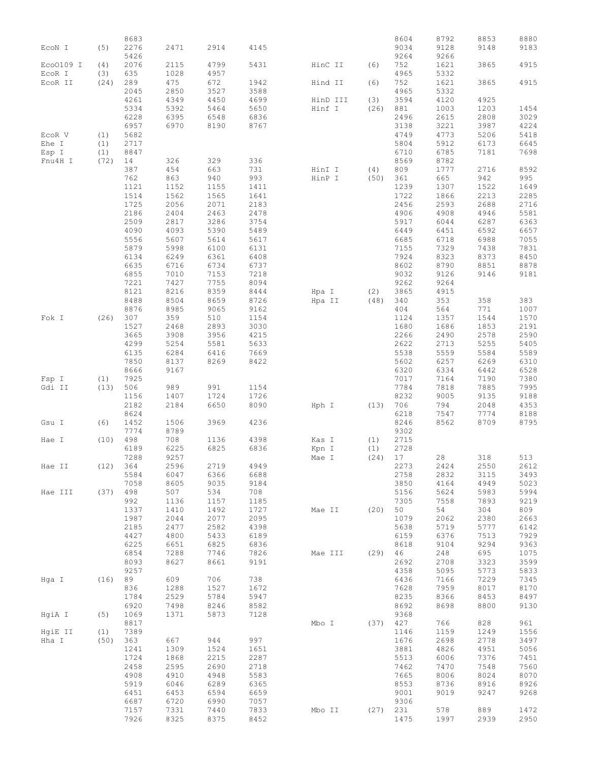| Enzyme | Count | Positions | | | |
|---|---|---|---|---|---|
| | | 8683 | | | |
| EcoN I | (5) | 2276 | 2471 | 2914 | 4145 |
| | | 5426 | | | |
| EcoO109 I | (4) | 2076 | 2115 | 4799 | 5431 |
| EcoR I | (3) | 635 | 1028 | 4957 | |
| EcoR II | (24) | 289 | 475 | 672 | 1942 |
| | | 2045 | 2850 | 3527 | 3588 |
| | | 4261 | 4349 | 4450 | 4699 |
| | | 5334 | 5392 | 5464 | 5650 |
| | | 6228 | 6395 | 6548 | 6836 |
| | | 6957 | 6970 | 8190 | 8767 |
| EcoR V | (1) | 5682 | | | |
| Ehe I | (1) | 2717 | | | |
| Esp I | (1) | 8847 | | | |
| Fnu4H I | (72) | 14 | 326 | 329 | 336 |
| | | 387 | 454 | 663 | 731 |
| | | 762 | 863 | 940 | 993 |
| | | 1121 | 1152 | 1155 | 1411 |
| | | 1514 | 1562 | 1565 | 1641 |
| | | 1725 | 2056 | 2071 | 2183 |
| | | 2186 | 2404 | 2463 | 2478 |
| | | 2509 | 2817 | 3286 | 3754 |
| | | 4090 | 4093 | 5390 | 5489 |
| | | 5556 | 5607 | 5614 | 5617 |
| | | 5879 | 5998 | 6100 | 6131 |
| | | 6134 | 6249 | 6361 | 6408 |
| | | 6635 | 6716 | 6734 | 6737 |
| | | 6855 | 7010 | 7153 | 7218 |
| | | 7221 | 7427 | 7755 | 8094 |
| | | 8121 | 8216 | 8359 | 8444 |
| | | 8488 | 8504 | 8659 | 8726 |
| | | 8876 | 8985 | 9065 | 9162 |
| Fok I | (26) | 307 | 359 | 510 | 1154 |
| | | 1527 | 2468 | 2893 | 3030 |
| | | 3665 | 3908 | 3956 | 4215 |
| | | 4299 | 5254 | 5581 | 5633 |
| | | 6135 | 6284 | 6416 | 7669 |
| | | 7850 | 8137 | 8269 | 8422 |
| | | 8666 | 9167 | | |
| Fsp I | (1) | 7925 | | | |
| Gdi II | (13) | 506 | 989 | 991 | 1154 |
| | | 1156 | 1407 | 1724 | 1726 |
| | | 2182 | 2184 | 6650 | 8090 |
| | | 8624 | | | |
| Gsu I | (6) | 1452 | 1506 | 3969 | 4236 |
| | | 7774 | 8789 | | |
| Hae I | (10) | 498 | 708 | 1136 | 4398 |
| | | 6189 | 6225 | 6825 | 6836 |
| | | 7288 | 9257 | | |
| Hae II | (12) | 364 | 2596 | 2719 | 4949 |
| | | 5584 | 6047 | 6366 | 6688 |
| | | 7058 | 8605 | 9035 | 9184 |
| Hae III | (37) | 498 | 507 | 534 | 708 |
| | | 992 | 1136 | 1157 | 1185 |
| | | 1337 | 1410 | 1492 | 1727 |
| | | 1987 | 2044 | 2077 | 2095 |
| | | 2185 | 2477 | 2582 | 4398 |
| | | 4427 | 4800 | 5433 | 6189 |
| | | 6225 | 6651 | 6825 | 6836 |
| | | 6854 | 7288 | 7746 | 7826 |
| | | 8093 | 8627 | 8661 | 9191 |
| | | 9257 | | | |
| Hga I | (16) | 89 | 609 | 706 | 738 |
| | | 836 | 1288 | 1527 | 1672 |
| | | 1784 | 2529 | 5784 | 5947 |
| | | 6920 | 7498 | 8246 | 8582 |
| HgiA I | (5) | 1069 | 1371 | 5873 | 7128 |
| | | 8817 | | | |
| HgiE II | (1) | 7389 | | | |
| Hha I | (50) | 363 | 667 | 944 | 997 |
| | | 1241 | 1309 | 1524 | 1651 |
| | | 1724 | 1868 | 2215 | 2287 |
| | | 2458 | 2595 | 2690 | 2718 |
| | | 4908 | 4910 | 4948 | 5583 |
| | | 5919 | 6046 | 6289 | 6365 |
| | | 6451 | 6453 | 6594 | 6659 |
| | | 6687 | 6720 | 6990 | 7057 |
| | | 7157 | 7331 | 7440 | 7833 |
| | | 7926 | 8325 | 8375 | 8452 |
| | | 8604 | 8792 | 8853 | 8880 |
| | | 9034 | 9128 | 9148 | 9183 |
| | | 9264 | 9266 | | |
| HinC II | (6) | 752 | 1621 | 3865 | 4915 |
| | | 4965 | 5332 | | |
| Hind II | (6) | 752 | 1621 | 3865 | 4915 |
| | | 4965 | 5332 | | |
| HinD III | (3) | 3594 | 4120 | 4925 | |
| Hinf I | (26) | 881 | 1003 | 1203 | 1454 |
| | | 2496 | 2615 | 2808 | 3029 |
| | | 3138 | 3221 | 3987 | 4224 |
| | | 4749 | 4773 | 5206 | 5418 |
| | | 5804 | 5912 | 6173 | 6645 |
| | | 6710 | 6785 | 7181 | 7698 |
| | | 8569 | 8782 | | |
| HinI I | (4) | 809 | 1777 | 2716 | 8592 |
| HinP I | (50) | 361 | 665 | 942 | 995 |
| | | 1239 | 1307 | 1522 | 1649 |
| | | 1722 | 1866 | 2213 | 2285 |
| | | 2456 | 2593 | 2688 | 2716 |
| | | 4906 | 4908 | 4946 | 5581 |
| | | 5917 | 6044 | 6287 | 6363 |
| | | 6449 | 6451 | 6592 | 6657 |
| | | 6685 | 6718 | 6988 | 7055 |
| | | 7155 | 7329 | 7438 | 7831 |
| | | 7924 | 8323 | 8373 | 8450 |
| | | 8602 | 8790 | 8851 | 8878 |
| | | 9032 | 9126 | 9146 | 9181 |
| | | 9262 | 9264 | | |
| Hpa I | (2) | 3865 | 4915 | | |
| Hpa II | (48) | 340 | 353 | 358 | 383 |
| | | 404 | 564 | 771 | 1007 |
| | | 1124 | 1357 | 1544 | 1570 |
| | | 1680 | 1686 | 1853 | 2191 |
| | | 2266 | 2490 | 2578 | 2590 |
| | | 2622 | 2713 | 5255 | 5405 |
| | | 5538 | 5559 | 5584 | 5589 |
| | | 5602 | 6257 | 6269 | 6310 |
| | | 6320 | 6334 | 6442 | 6528 |
| | | 7017 | 7164 | 7190 | 7380 |
| | | 7784 | 7818 | 7885 | 7995 |
| | | 8232 | 9005 | 9135 | 9188 |
| Hph I | (13) | 706 | 794 | 2048 | 4353 |
| | | 6218 | 7547 | 7774 | 8188 |
| | | 8246 | 8562 | 8709 | 8795 |
| | | 9302 | | | |
| Kas I | (1) | 2715 | | | |
| Kpn I | (1) | 2728 | | | |
| Mae I | (24) | 17 | 28 | 318 | 513 |
| | | 2273 | 2424 | 2550 | 2612 |
| | | 2758 | 2832 | 3115 | 3493 |
| | | 3850 | 4164 | 4949 | 5023 |
| | | 5156 | 5624 | 5983 | 5994 |
| | | 7305 | 7558 | 7893 | 9219 |
| Mae II | (20) | 50 | 54 | 304 | 809 |
| | | 1079 | 2062 | 2380 | 2663 |
| | | 5638 | 5719 | 5777 | 6142 |
| | | 6159 | 6376 | 7513 | 7929 |
| | | 8618 | 9104 | 9294 | 9363 |
| Mae III | (29) | 46 | 248 | 695 | 1075 |
| | | 2692 | 2708 | 3323 | 3599 |
| | | 4358 | 5095 | 5773 | 5833 |
| | | 6436 | 7166 | 7229 | 7345 |
| | | 7628 | 7959 | 8017 | 8170 |
| | | 8235 | 8366 | 8453 | 8497 |
| | | 8692 | 8698 | 8800 | 9130 |
| | | 9368 | | | |
| Mbo I | (37) | 427 | 766 | 828 | 961 |
| | | 1146 | 1159 | 1249 | 1556 |
| | | 1676 | 2698 | 2778 | 3497 |
| | | 3881 | 4826 | 4951 | 5056 |
| | | 5513 | 6006 | 7376 | 7451 |
| | | 7462 | 7470 | 7548 | 7560 |
| | | 7665 | 8006 | 8024 | 8070 |
| | | 8553 | 8736 | 8916 | 8926 |
| | | 9001 | 9019 | 9247 | 9268 |
| | | 9306 | | | |
| Mbo II | (27) | 231 | 578 | 889 | 1472 |
| | | 1475 | 1997 | 2939 | 2950 |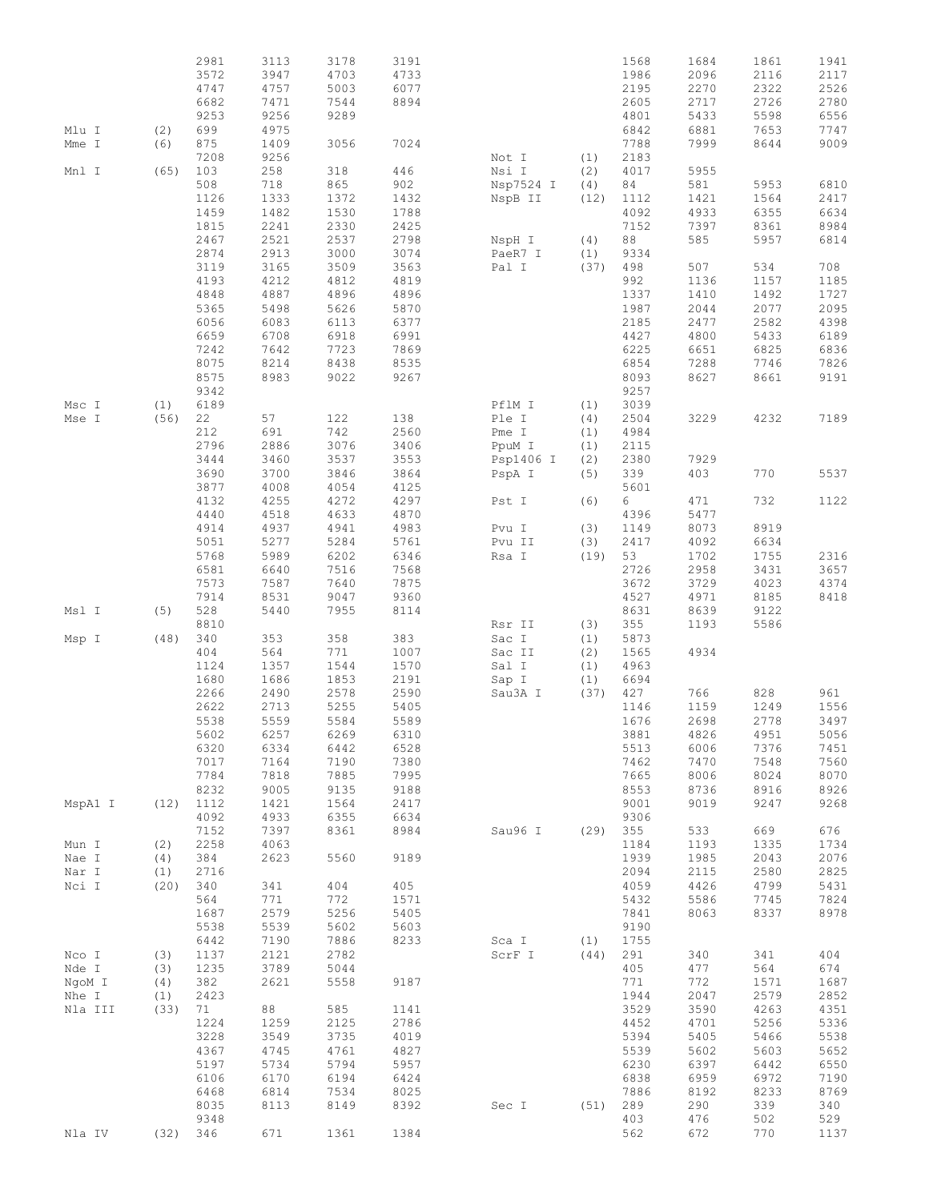| Enzyme | Count | Positions | | | |
|---|---|---|---|---|---|
| | | 2981 | 3113 | 3178 | 3191 |
| | | 3572 | 3947 | 4703 | 4733 |
| | | 4747 | 4757 | 5003 | 6077 |
| | | 6682 | 7471 | 7544 | 8894 |
| | | 9253 | 9256 | 9289 | |
| Mlu I | (2) | 699 | 4975 | | |
| Mme I | (6) | 875 | 1409 | 3056 | 7024 |
| | | 7208 | 9256 | | |
| Mnl I | (65) | 103 | 258 | 318 | 446 |
| | | 508 | 718 | 865 | 902 |
| | | 1126 | 1333 | 1372 | 1432 |
| | | 1459 | 1482 | 1530 | 1788 |
| | | 1815 | 2241 | 2330 | 2425 |
| | | 2467 | 2521 | 2537 | 2798 |
| | | 2874 | 2913 | 3000 | 3074 |
| | | 3119 | 3165 | 3509 | 3563 |
| | | 4193 | 4212 | 4812 | 4819 |
| | | 4848 | 4887 | 4896 | 4896 |
| | | 5365 | 5498 | 5626 | 5870 |
| | | 6056 | 6083 | 6113 | 6377 |
| | | 6659 | 6708 | 6918 | 6991 |
| | | 7242 | 7642 | 7723 | 7869 |
| | | 8075 | 8214 | 8438 | 8535 |
| | | 8575 | 8983 | 9022 | 9267 |
| | | 9342 | | | |
| Msc I | (1) | 6189 | | | |
| Mse I | (56) | 22 | 57 | 122 | 138 |
| | | 212 | 691 | 742 | 2560 |
| | | 2796 | 2886 | 3076 | 3406 |
| | | 3444 | 3460 | 3537 | 3553 |
| | | 3690 | 3700 | 3846 | 3864 |
| | | 3877 | 4008 | 4054 | 4125 |
| | | 4132 | 4255 | 4272 | 4297 |
| | | 4440 | 4518 | 4633 | 4870 |
| | | 4914 | 4937 | 4941 | 4983 |
| | | 5051 | 5277 | 5284 | 5761 |
| | | 5768 | 5989 | 6202 | 6346 |
| | | 6581 | 6640 | 7516 | 7568 |
| | | 7573 | 7587 | 7640 | 7875 |
| | | 7914 | 8531 | 9047 | 9360 |
| Msl I | (5) | 528 | 5440 | 7955 | 8114 |
| | | 8810 | | | |
| Msp I | (48) | 340 | 353 | 358 | 383 |
| | | 404 | 564 | 771 | 1007 |
| | | 1124 | 1357 | 1544 | 1570 |
| | | 1680 | 1686 | 1853 | 2191 |
| | | 2266 | 2490 | 2578 | 2590 |
| | | 2622 | 2713 | 5255 | 5405 |
| | | 5538 | 5559 | 5584 | 5589 |
| | | 5602 | 6257 | 6269 | 6310 |
| | | 6320 | 6334 | 6442 | 6528 |
| | | 7017 | 7164 | 7190 | 7380 |
| | | 7784 | 7818 | 7885 | 7995 |
| | | 8232 | 9005 | 9135 | 9188 |
| MspA1 I | (12) | 1112 | 1421 | 1564 | 2417 |
| | | 4092 | 4933 | 6355 | 6634 |
| | | 7152 | 7397 | 8361 | 8984 |
| Mun I | (2) | 2258 | 4063 | | |
| Nae I | (4) | 384 | 2623 | 5560 | 9189 |
| Nar I | (1) | 2716 | | | |
| Nci I | (20) | 340 | 341 | 404 | 405 |
| | | 564 | 771 | 772 | 1571 |
| | | 1687 | 2579 | 5256 | 5405 |
| | | 5538 | 5539 | 5602 | 5603 |
| | | 6442 | 7190 | 7886 | 8233 |
| Nco I | (3) | 1137 | 2121 | 2782 | |
| Nde I | (3) | 1235 | 3789 | 5044 | |
| NgoM I | (4) | 382 | 2621 | 5558 | 9187 |
| Nhe I | (1) | 2423 | | | |
| Nla III | (33) | 71 | 88 | 585 | 1141 |
| | | 1224 | 1259 | 2125 | 2786 |
| | | 3228 | 3549 | 3735 | 4019 |
| | | 4367 | 4745 | 4761 | 4827 |
| | | 5197 | 5734 | 5794 | 5957 |
| | | 6106 | 6170 | 6194 | 6424 |
| | | 6468 | 6814 | 7534 | 8025 |
| | | 8035 | 8113 | 8149 | 8392 |
| | | 9348 | | | |
| Nla IV | (32) | 346 | 671 | 1361 | 1384 |
| | | 1568 | 1684 | 1861 | 1941 |
| | | 1986 | 2096 | 2116 | 2117 |
| | | 2195 | 2270 | 2322 | 2526 |
| | | 2605 | 2717 | 2726 | 2780 |
| | | 4801 | 5433 | 5598 | 6556 |
| | | 6842 | 6881 | 7653 | 7747 |
| | | 7788 | 7999 | 8644 | 9009 |
| Not I | (1) | 2183 | | | |
| Nsi I | (2) | 4017 | 5955 | | |
| Nsp7524 I | (4) | 84 | 581 | 5953 | 6810 |
| NspB II | (12) | 1112 | 1421 | 1564 | 2417 |
| | | 4092 | 4933 | 6355 | 6634 |
| | | 7152 | 7397 | 8361 | 8984 |
| NspH I | (4) | 88 | 585 | 5957 | 6814 |
| PaeR7 I | (1) | 9334 | | | |
| Pal I | (37) | 498 | 507 | 534 | 708 |
| | | 992 | 1136 | 1157 | 1185 |
| | | 1337 | 1410 | 1492 | 1727 |
| | | 1987 | 2044 | 2077 | 2095 |
| | | 2185 | 2477 | 2582 | 4398 |
| | | 4427 | 4800 | 5433 | 6189 |
| | | 6225 | 6651 | 6825 | 6836 |
| | | 6854 | 7288 | 7746 | 7826 |
| | | 8093 | 8627 | 8661 | 9191 |
| | | 9257 | | | |
| PflM I | (1) | 3039 | | | |
| Ple I | (4) | 2504 | 3229 | 4232 | 7189 |
| Pme I | (1) | 4984 | | | |
| PpuM I | (1) | 2115 | | | |
| Psp1406 I | (2) | 2380 | 7929 | | |
| PspA I | (5) | 339 | 403 | 770 | 5537 |
| | | 5601 | | | |
| Pst I | (6) | 6 | 471 | 732 | 1122 |
| | | 4396 | 5477 | | |
| Pvu I | (3) | 1149 | 8073 | 8919 | |
| Pvu II | (3) | 2417 | 4092 | 6634 | |
| Rsa I | (19) | 53 | 1702 | 1755 | 2316 |
| | | 2726 | 2958 | 3431 | 3657 |
| | | 3672 | 3729 | 4023 | 4374 |
| | | 4527 | 4971 | 8185 | 8418 |
| | | 8631 | 8639 | 9122 | |
| Rsr II | (3) | 355 | 1193 | 5586 | |
| Sac I | (1) | 5873 | | | |
| Sac II | (2) | 1565 | 4934 | | |
| Sal I | (1) | 4963 | | | |
| Sap I | (1) | 6694 | | | |
| Sau3A I | (37) | 427 | 766 | 828 | 961 |
| | | 1146 | 1159 | 1249 | 1556 |
| | | 1676 | 2698 | 2778 | 3497 |
| | | 3881 | 4826 | 4951 | 5056 |
| | | 5513 | 6006 | 7376 | 7451 |
| | | 7462 | 7470 | 7548 | 7560 |
| | | 7665 | 8006 | 8024 | 8070 |
| | | 8553 | 8736 | 8916 | 8926 |
| | | 9001 | 9019 | 9247 | 9268 |
| | | 9306 | | | |
| Sau96 I | (29) | 355 | 533 | 669 | 676 |
| | | 1184 | 1193 | 1335 | 1734 |
| | | 1939 | 1985 | 2043 | 2076 |
| | | 2094 | 2115 | 2580 | 2825 |
| | | 4059 | 4426 | 4799 | 5431 |
| | | 5432 | 5586 | 7745 | 7824 |
| | | 7841 | 8063 | 8337 | 8978 |
| | | 9190 | | | |
| Sca I | (1) | 1755 | | | |
| ScrF I | (44) | 291 | 340 | 341 | 404 |
| | | 405 | 477 | 564 | 674 |
| | | 771 | 772 | 1571 | 1687 |
| | | 1944 | 2047 | 2579 | 2852 |
| | | 3529 | 3590 | 4263 | 4351 |
| | | 4452 | 4701 | 5256 | 5336 |
| | | 5394 | 5405 | 5466 | 5538 |
| | | 5539 | 5602 | 5603 | 5652 |
| | | 6230 | 6397 | 6442 | 6550 |
| | | 6838 | 6959 | 6972 | 7190 |
| | | 7886 | 8192 | 8233 | 8769 |
| Sec I | (51) | 289 | 290 | 339 | 340 |
| | | 403 | 476 | 502 | 529 |
| | | 562 | 672 | 770 | 1137 |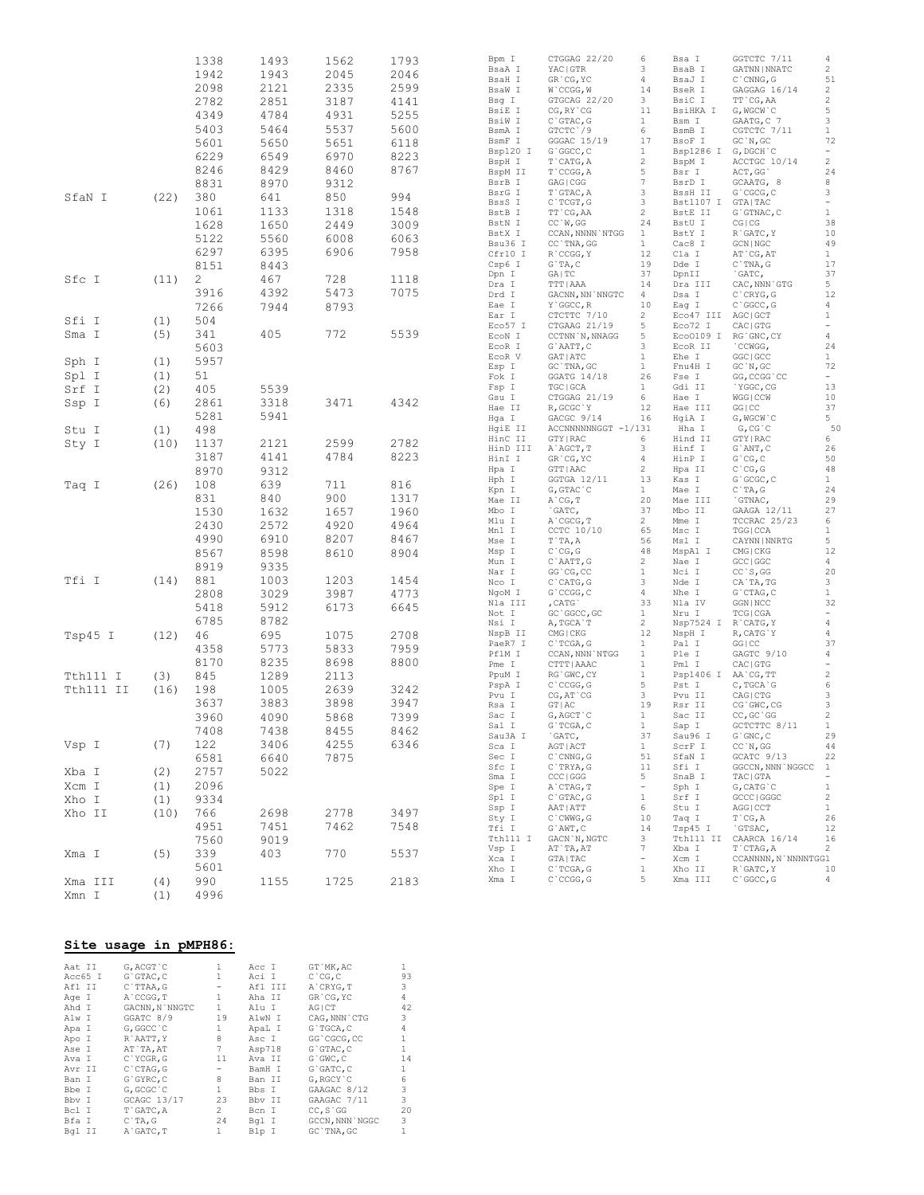| | | | | | |
|---|---|---|---|---|---|
| | | 1338 | 1493 | 1562 | 1793 |
| | | 1942 | 1943 | 2045 | 2046 |
| | | 2098 | 2121 | 2335 | 2599 |
| | | 2782 | 2851 | 3187 | 4141 |
| | | 4349 | 4784 | 4931 | 5255 |
| | | 5403 | 5464 | 5537 | 5600 |
| | | 5601 | 5650 | 5651 | 6118 |
| | | 6229 | 6549 | 6970 | 8223 |
| | | 8246 | 8429 | 8460 | 8767 |
| | | 8831 | 8970 | 9312 | |
| SfaN I | (22) | 380 | 641 | 850 | 994 |
| | | 1061 | 1133 | 1318 | 1548 |
| | | 1628 | 1650 | 2449 | 3009 |
| | | 5122 | 5560 | 6008 | 6063 |
| | | 6297 | 6395 | 6906 | 7958 |
| | | 8151 | 8443 | | |
| Sfc I | (11) | 2 | 467 | 728 | 1118 |
| | | 3916 | 4392 | 5473 | 7075 |
| | | 7266 | 7944 | 8793 | |
| Sfi I | (1) | 504 | | | |
| Sma I | (5) | 341 | 405 | 772 | 5539 |
| | | 5603 | | | |
| Sph I | (1) | 5957 | | | |
| Spl I | (1) | 51 | | | |
| Srf I | (2) | 405 | 5539 | | |
| Ssp I | (6) | 2861 | 3318 | 3471 | 4342 |
| | | 5281 | 5941 | | |
| Stu I | (1) | 498 | | | |
| Sty I | (10) | 1137 | 2121 | 2599 | 2782 |
| | | 3187 | 4141 | 4784 | 8223 |
| | | 8970 | 9312 | | |
| Taq I | (26) | 108 | 639 | 711 | 816 |
| | | 831 | 840 | 900 | 1317 |
| | | 1530 | 1632 | 1657 | 1960 |
| | | 2430 | 2572 | 4920 | 4964 |
| | | 4990 | 6910 | 8207 | 8467 |
| | | 8567 | 8598 | 8610 | 8904 |
| | | 8919 | 9335 | | |
| Tfi I | (14) | 881 | 1003 | 1203 | 1454 |
| | | 2808 | 3029 | 3987 | 4773 |
| | | 5418 | 5912 | 6173 | 6645 |
| | | 6785 | 8782 | | |
| Tsp45 I | (12) | 46 | 695 | 1075 | 2708 |
| | | 4358 | 5773 | 5833 | 7959 |
| | | 8170 | 8235 | 8698 | 8800 |
| Tth111 I | (3) | 845 | 1289 | 2113 | |
| Tth111 II | (16) | 198 | 1005 | 2639 | 3242 |
| | | 3637 | 3883 | 3898 | 3947 |
| | | 3960 | 4090 | 5868 | 7399 |
| | | 7408 | 7438 | 8455 | 8462 |
| Vsp I | (7) | 122 | 3406 | 4255 | 6346 |
| | | 6581 | 6640 | 7875 | |
| Xba I | (2) | 2757 | 5022 | | |
| Xcm I | (1) | 2096 | | | |
| Xho I | (1) | 9334 | | | |
| Xho II | (10) | 766 | 2698 | 2778 | 3497 |
| | | 4951 | 7451 | 7462 | 7548 |
| | | 7560 | 9019 | | |
| Xma I | (5) | 339 | 403 | 770 | 5537 |
| | | 5601 | | | |
| Xma III | (4) | 990 | 1155 | 1725 | 2183 |
| Xmn I | (1) | 4996 | | | |

| | | | | | |
|---|---|---|---|---|---|
| Bpm I | CTGGAG 22/20 | 6 | Bsa I | GGTCTC 7/11 | 4 |
| BsaA I | YAC\|GTR | 3 | BsaB I | GATNN\|NNATC | 2 |
| BsaH I | GR`CG,YC | 4 | BsaJ I | C`CNNG,G | 51 |
| BsaW I | W`CCGG,W | 14 | BseR I | GAGGAG 16/14 | 2 |
| Bsg I | GTGCAG 22/20 | 3 | BsiC I | TT`CG,AA | 2 |
| BsiE I | CG,RY`CG | 11 | BsiHKA I | G,WGCW`C | 5 |
| BsiW I | C`GTAC,G | 1 | Bsm I | GAATG,C 7 | 3 |
| BsmA I | GTCTC`/9 | 6 | BsmB I | CGTCTC 7/11 | 1 |
| BsmF I | GGGAC 15/19 | 17 | BsoF I | GC`N,GC | 72 |
| Bsp120 I | G`GGCC,C | 1 | Bsp1286 I | G,DGCH`C | - |
| BspH I | T`CATG,A | 2 | BspM I | ACCTGC 10/14 | 2 |
| BspM II | T`CCGG,A | 5 | Bsr I | ACT,GG` | 24 |
| BsrB I | GAG\|CGG | 7 | BsrD I | GCAATG, 8 | 8 |
| BsrG I | T`GTAC,A | 3 | BssH II | G`CGCG,C | 3 |
| BssS I | C`TCGT,G | 3 | Bst1107 I | GTA\|TAC | - |
| BstB I | TT`CG,AA | 2 | BstE II | G`GTNAC,C | 1 |
| BstN I | CC`W,GG | 24 | BstU I | CG\|CG | 38 |
| BstX I | CCAN,NNNN`NTGG | 1 | BstY I | R`GATC,Y | 10 |
| Bsu36 I | CC`TNA,GG | 1 | Cac8 I | GCN\|NGC | 49 |
| Cfr10 I | R`CCGG,Y | 12 | Cla I | AT`CG,AT | 1 |
| Csp6 I | G`TA,C | 19 | Dde I | C`TNA,G | 17 |
| Dpn I | GA\|TC | 37 | DpnII | `GATC, | 37 |
| Dra I | TTT\|AAA | 14 | Dra III | CAC,NNN`GTG | 5 |
| Drd I | GACNN,NN`NNGTC | 4 | Dsa I | C`CRYG,G | 12 |
| Eae I | Y`GGCC,R | 10 | Eag I | C`GGCC,G | 4 |
| Ear I | CTCTTC 7/10 | 2 | Eco47 III | AGC\|GCT | 1 |
| Eco57 I | CTGAAG 21/19 | 5 | Eco72 I | CAC\|GTG | - |
| EcoN I | CCTNN`N,NNAGG | 5 | EcoO109 I | RG`GNC,CY | 4 |
| EcoR I | G`AATT,C | 3 | EcoR II | `CCWGG, | 24 |
| EcoR V | GAT\|ATC | 1 | Ehe I | GGC\|GCC | 1 |
| Esp I | GC`TNA,GC | 1 | Fnu4H I | GC`N,GC | 72 |
| Fok I | GGATG 14/18 | 26 | Fse I | GG,CCGG`CC | - |
| Fsp I | TGC\|GCA | 1 | Gdi II | `YGGC,CG | 13 |
| Gsu I | CTGGAG 21/19 | 6 | Hae I | WGG\|CCW | 10 |
| Hae II | R,GCGC`Y | 12 | Hae III | GG\|CC | 37 |
| Hga I | GACGC 9/14 | 16 | HgiA I | G,WGCW`C | 5 |
| HgiE II | ACCNNNNNNGGT -1/131 | | Hha I | G,CG`C | 50 |
| HinC II | GTY\|RAC | 6 | Hind II | GTY\|RAC | 6 |
| HinD III | A`AGCT,T | 3 | Hinf I | G`ANT,C | 26 |
| HinI I | GR`CG,YC | 4 | HinP I | G`CG,C | 50 |
| Hpa I | GTT\|AAC | 2 | Hpa II | C`CG,G | 48 |
| Hph I | GGTGA 12/11 | 13 | Kas I | G`GCGC,C | 1 |
| Kpn I | G,GTAC`C | 1 | Mae I | C`TA,G | 24 |
| Mae II | A`CG,T | 20 | Mae III | `GTNAC, | 29 |
| Mbo I | `GATC, | 37 | Mbo II | GAAGA 12/11 | 27 |
| Mlu I | A`CGCG,T | 2 | Mme I | TCCRAC 25/23 | 6 |
| Mnl I | CCTC 10/10 | 65 | Msc I | TGG\|CCA | 1 |
| Mse I | T`TA,A | 56 | Msl I | CAYNN\|NNRTG | 5 |
| Msp I | C`CG,G | 48 | MspA1 I | CMG\|CKG | 12 |
| Mun I | C`AATT,G | 2 | Nae I | GCC\|GGC | 4 |
| Nar I | GG`CG,CC | 1 | Nci I | CC`S,GG | 20 |
| Nco I | C`CATG,G | 3 | Nde I | CA`TA,TG | 3 |
| NgoM I | G`CCGG,C | 4 | Nhe I | G`CTAG,C | 1 |
| Nla III | ,CATG` | 33 | Nla IV | GGN\|NCC | 32 |
| Not I | GC`GGCC,GC | 1 | Nru I | TCG\|CGA | - |
| Nsi I | A,TGCA`T | 2 | Nsp7524 I | R`CATG,Y | 4 |
| NspB II | CMG\|CKG | 12 | NspH I | R,CATG`Y | 4 |
| PaeR7 I | C`TCGA,G | 1 | Pal I | GG\|CC | 37 |
| PflM I | CCAN,NNN`NTGG | 1 | Ple I | GAGTC 9/10 | 4 |
| Pme I | CTTT\|AAAC | 1 | Pml I | CAC\|GTG | - |
| PpuM I | RG`GWC,CY | 1 | Psp1406 I | AA`CG,TT | 2 |
| PspA I | C`CCGG,G | 5 | Pst I | C,TGCA`G | 6 |
| Pvu I | CG,AT`CG | 3 | Pvu II | CAG\|CTG | 3 |
| Rsa I | GT\|AC | 19 | Rsr II | CG`GWC,CG | 3 |
| Sac I | G,AGCT`C | 1 | Sac II | CC,GC`GG | 2 |
| Sal I | G`TCGA,C | 1 | Sap I | GCTCTTC 8/11 | 1 |
| Sau3A I | `GATC, | 37 | Sau96 I | G`GNC,C | 29 |
| Sca I | AGT\|ACT | 1 | ScrF I | CC`N,GG | 44 |
| Sec I | C`CNNG,G | 51 | SfaN I | GCATC 9/13 | 22 |
| Sfc I | C`TRYA,G | 11 | Sfi I | GGCCN,NNN`NGGCC | 1 |
| Sma I | CCC\|GGG | 5 | SnaB I | TAC\|GTA | - |
| Spe I | A`CTAG,T | - | Sph I | G,CATG`C | 1 |
| Spl I | C`GTAC,G | 1 | Srf I | GCCC\|GGGC | 2 |
| Ssp I | AAT\|ATT | 6 | Stu I | AGG\|CCT | 1 |
| Sty I | C`CWWG,G | 10 | Taq I | T`CG,A | 26 |
| Tfi I | G`AWT,C | 14 | Tsp45 I | `GTSAC, | 12 |
| Tth111 I | GACN`N,NGTC | 3 | Tth111 II | CAARCA 16/14 | 16 |
| Vsp I | AT`TA,AT | 7 | Xba I | T`CTAG,A | 2 |
| Xca I | GTA\|TAC | - | Xcm I | CCANNNN,N`NNNNTGG | 1 |
| Xho I | C`TCGA,G | 1 | Xho II | R`GATC,Y | 10 |
| Xma I | C`CCGG,G | 5 | Xma III | C`GGCC,G | 4 |

## **Site usage in pMPH86:**

| | | | | | |
|---|---|---|---|---|---|
| Aat II | G,ACGT`C | 1 | Acc I | GT`MK,AC | 1 |
| Acc65 I | G`GTAC,C | 1 | Aci I | C`CG,C | 93 |
| Afl II | C`TTAA,G | - | Afl III | A`CRYG,T | 3 |
| Age I | A`CCGG,T | 1 | Aha II | GR`CG,YC | 4 |
| Ahd I | GACNN,N`NNGTC | 1 | Alu I | AG\|CT | 42 |
| Alw I | GGATC 8/9 | 19 | AlwN I | CAG,NNN`CTG | 3 |
| Apa I | G,GGCC`C | 1 | ApaL I | G`TGCA,C | 4 |
| Apo I | R`AATT,Y | 8 | Asc I | GG`CGCG,CC | 1 |
| Ase I | AT`TA,AT | 7 | Asp718 | G`GTAC,C | 1 |
| Ava I | C`YCGR,G | 11 | Ava II | G`GWC,C | 14 |
| Avr II | C`CTAG,G | - | BamH I | G`GATC,C | 1 |
| Ban I | G`GYRC,C | 8 | Ban II | G,RGCY`C | 6 |
| Bbe I | G,GCGC`C | 1 | Bbs I | GAAGAC 8/12 | 3 |
| Bbv I | GCAGC 13/17 | 23 | Bbv II | GAAGAC 7/11 | 3 |
| Bcl I | T`GATC,A | 2 | Bcn I | CC,S`GG | 20 |
| Bfa I | C`TA,G | 24 | Bgl I | GCCN,NNN`NGGC | 3 |
| Bgl II | A`GATC,T | 1 | Blp I | GC`TNA,GC | 1 |